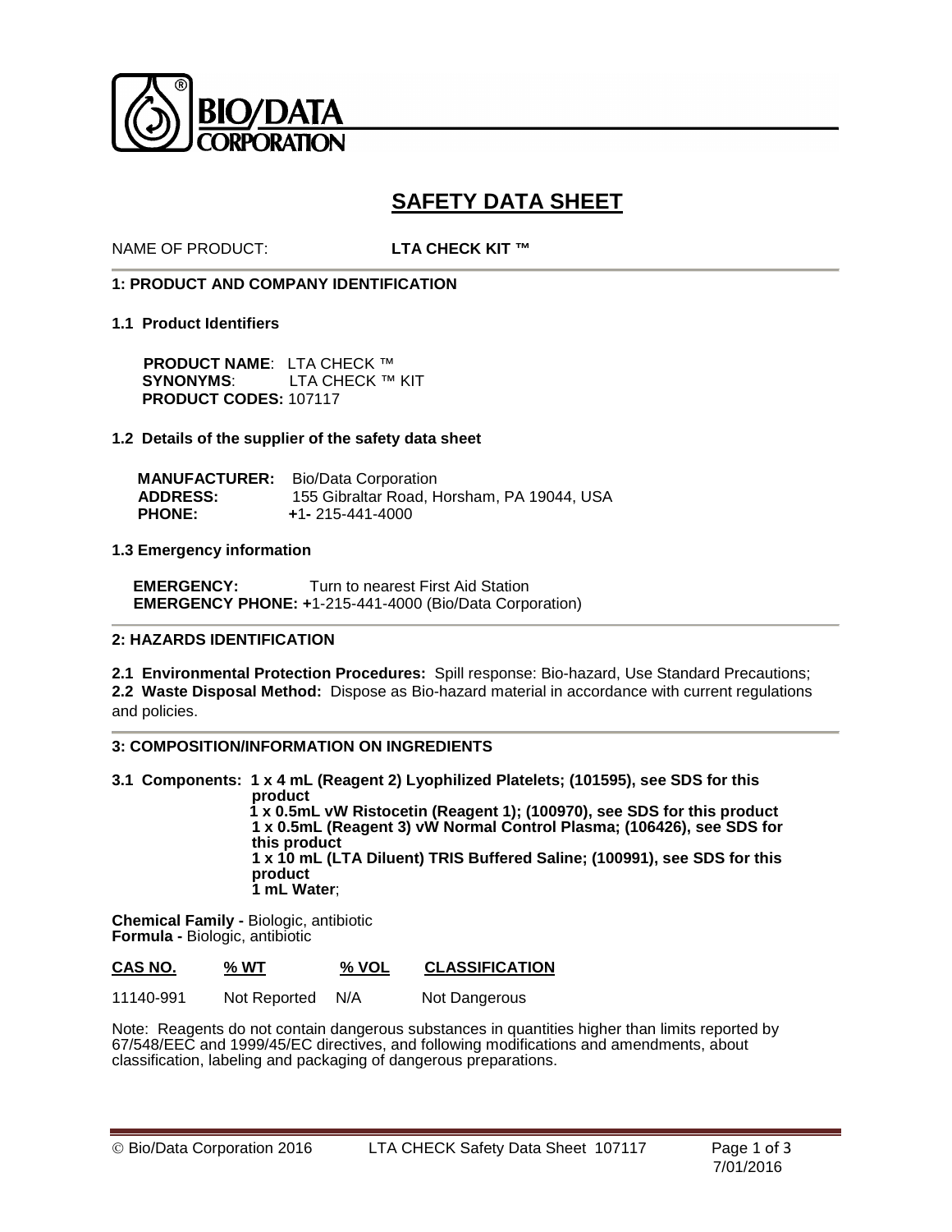BIO/DATA CORPORATION

# SAFETY DATA SHEET

NAME OF PRODUCT: **LTA CHECK KIT ™**

## 1: PRODUCT AND COMPANY IDENTIFICATION

### 1.1 Product Identifiers

**PRODUCT NAME**: LTA CHECK ™
**SYNONYMS**: LTA CHECK ™ KIT
**PRODUCT CODES:** 107117

### 1.2 Details of the supplier of the safety data sheet

**MANUFACTURER:** Bio/Data Corporation
**ADDRESS:** 155 Gibraltar Road, Horsham, PA 19044, USA
**PHONE:** +1- 215-441-4000

### 1.3 Emergency information

**EMERGENCY:** Turn to nearest First Aid Station
**EMERGENCY PHONE: +**1-215-441-4000 (Bio/Data Corporation)

## 2: HAZARDS IDENTIFICATION

**2.1 Environmental Protection Procedures:** Spill response: Bio-hazard, Use Standard Precautions;
**2.2 Waste Disposal Method:** Dispose as Bio-hazard material in accordance with current regulations and policies.

## 3: COMPOSITION/INFORMATION ON INGREDIENTS

**3.1 Components: 1 x 4 mL (Reagent 2) Lyophilized Platelets; (101595), see SDS for this product**
**1 x 0.5mL vW Ristocetin (Reagent 1); (100970), see SDS for this product**
**1 x 0.5mL (Reagent 3) vW Normal Control Plasma; (106426), see SDS for this product**
**1 x 10 mL (LTA Diluent) TRIS Buffered Saline; (100991), see SDS for this product**
**1 mL Water**;

**Chemical Family -** Biologic, antibiotic
**Formula -** Biologic, antibiotic

| CAS NO. | % WT | % VOL | CLASSIFICATION |
| --- | --- | --- | --- |
| 11140-991 | Not Reported | N/A | Not Dangerous |

Note: Reagents do not contain dangerous substances in quantities higher than limits reported by 67/548/EEC and 1999/45/EC directives, and following modifications and amendments, about classification, labeling and packaging of dangerous preparations.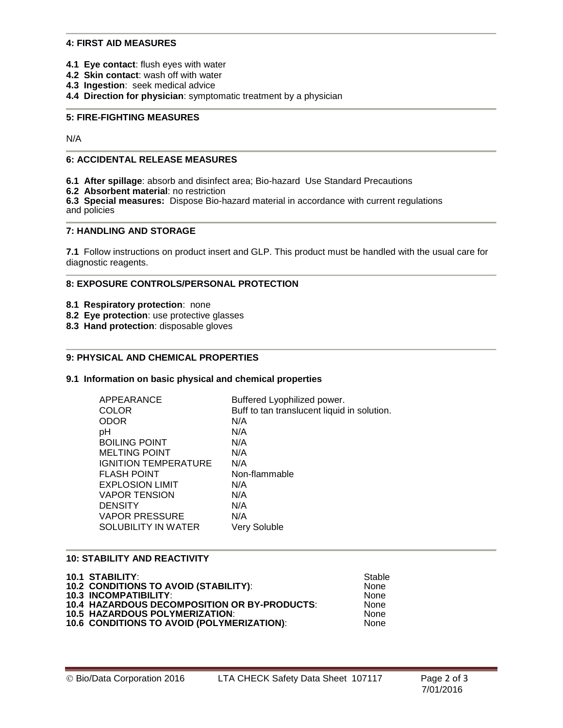## 4: FIRST AID MEASURES

**4.1 Eye contact**: flush eyes with water
**4.2 Skin contact**: wash off with water
**4.3 Ingestion**: seek medical advice
**4.4 Direction for physician**: symptomatic treatment by a physician

## 5: FIRE-FIGHTING MEASURES

N/A

## 6: ACCIDENTAL RELEASE MEASURES

**6.1 After spillage**: absorb and disinfect area; Bio-hazard Use Standard Precautions
**6.2 Absorbent material**: no restriction
**6.3 Special measures:** Dispose Bio-hazard material in accordance with current regulations and policies

## 7: HANDLING AND STORAGE

**7.1** Follow instructions on product insert and GLP. This product must be handled with the usual care for diagnostic reagents.

## 8: EXPOSURE CONTROLS/PERSONAL PROTECTION

**8.1 Respiratory protection**: none
**8.2 Eye protection**: use protective glasses
**8.3 Hand protection**: disposable gloves

## 9: PHYSICAL AND CHEMICAL PROPERTIES

### 9.1 Information on basic physical and chemical properties

| | |
|---|---|
| APPEARANCE | Buffered Lyophilized power. |
| COLOR | Buff to tan translucent liquid in solution. |
| ODOR | N/A |
| pH | N/A |
| BOILING POINT | N/A |
| MELTING POINT | N/A |
| IGNITION TEMPERATURE | N/A |
| FLASH POINT | Non-flammable |
| EXPLOSION LIMIT | N/A |
| VAPOR TENSION | N/A |
| DENSITY | N/A |
| VAPOR PRESSURE | N/A |
| SOLUBILITY IN WATER | Very Soluble |

## 10: STABILITY AND REACTIVITY

| | |
|---|---|
| **10.1 STABILITY**: | Stable |
| **10.2 CONDITIONS TO AVOID (STABILITY)**: | None |
| **10.3 INCOMPATIBILITY**: | None |
| **10.4 HAZARDOUS DECOMPOSITION OR BY-PRODUCTS**: | None |
| **10.5 HAZARDOUS POLYMERIZATION**: | None |
| **10.6 CONDITIONS TO AVOID (POLYMERIZATION)**: | None |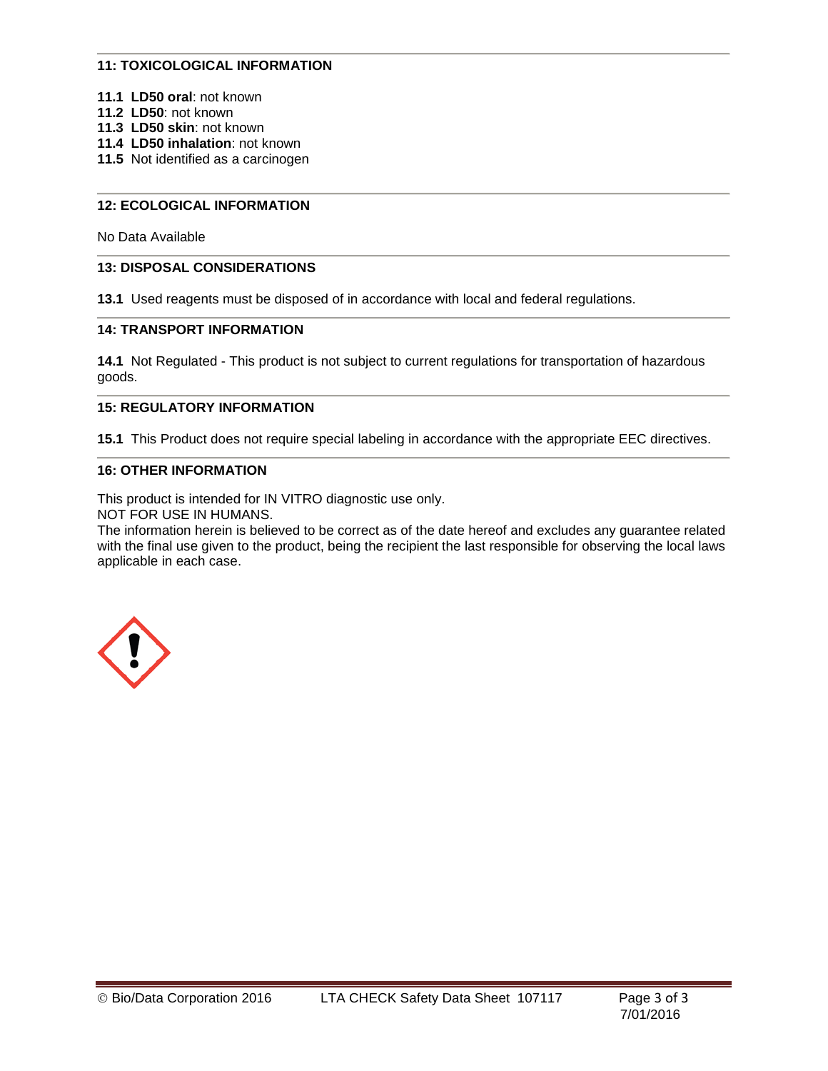## 11: TOXICOLOGICAL INFORMATION

**11.1 LD50 oral**: not known
**11.2 LD50**: not known
**11.3 LD50 skin**: not known
**11.4 LD50 inhalation**: not known
**11.5** Not identified as a carcinogen

## 12: ECOLOGICAL INFORMATION

No Data Available

## 13: DISPOSAL CONSIDERATIONS

**13.1** Used reagents must be disposed of in accordance with local and federal regulations.

## 14: TRANSPORT INFORMATION

**14.1** Not Regulated - This product is not subject to current regulations for transportation of hazardous goods.

## 15: REGULATORY INFORMATION

**15.1** This Product does not require special labeling in accordance with the appropriate EEC directives.

## 16: OTHER INFORMATION

This product is intended for IN VITRO diagnostic use only.
NOT FOR USE IN HUMANS.
The information herein is believed to be correct as of the date hereof and excludes any guarantee related with the final use given to the product, being the recipient the last responsible for observing the local laws applicable in each case.